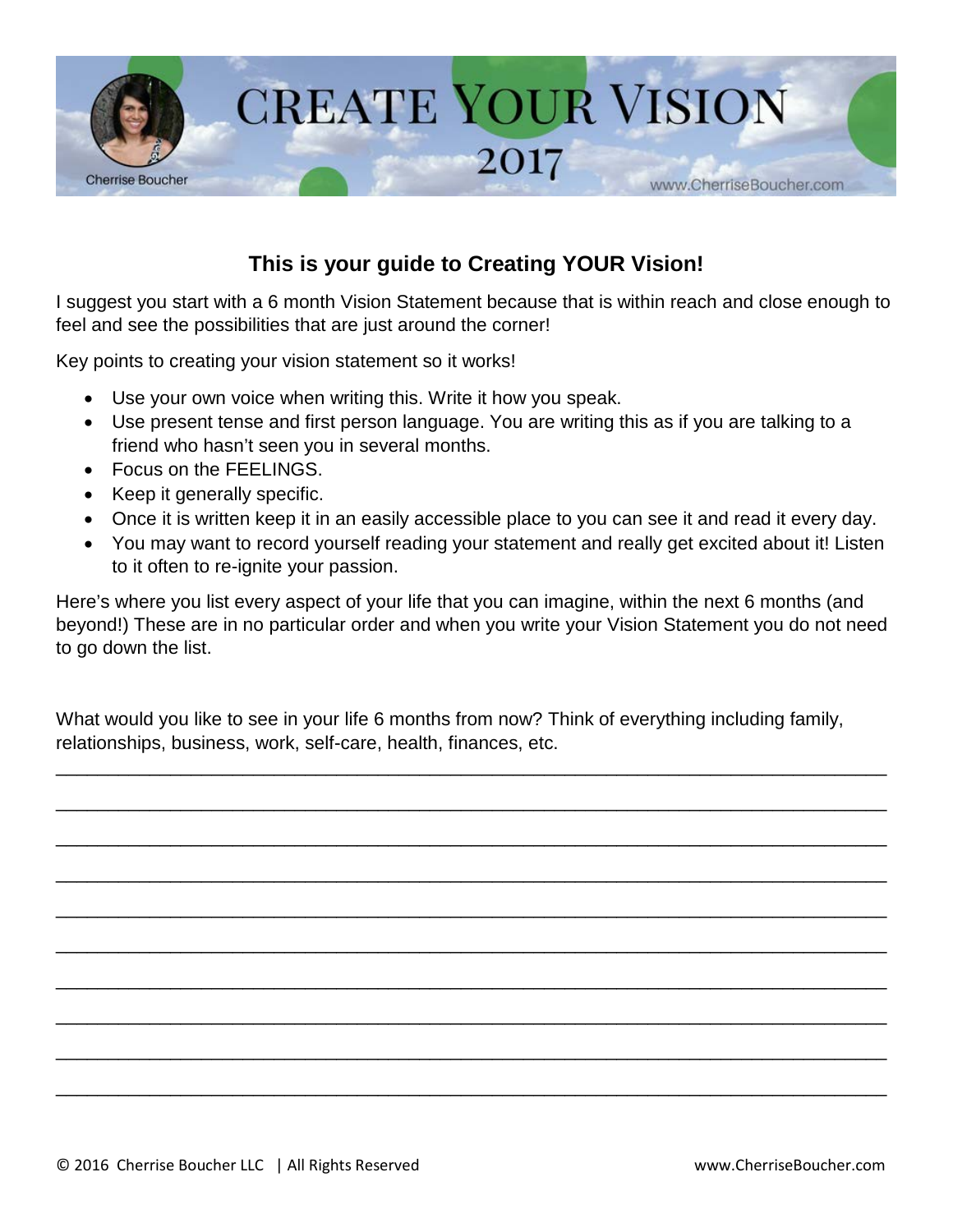# CREATE YOUR VISION 2017

Cherrise Boucher

www.CherriseBoucher.com

## This is your guide to Creating YOUR Vision!

I suggest you start with a 6 month Vision Statement because that is within reach and close enough to feel and see the possibilities that are just around the corner!

Key points to creating your vision statement so it works!

- Use your own voice when writing this. Write it how you speak.
- Use present tense and first person language. You are writing this as if you are talking to a friend who hasn't seen you in several months.
- Focus on the FEELINGS.
- Keep it generally specific.
- Once it is written keep it in an easily accessible place to you can see it and read it every day.
- You may want to record yourself reading your statement and really get excited about it! Listen to it often to re-ignite your passion.

Here's where you list every aspect of your life that you can imagine, within the next 6 months (and beyond!) These are in no particular order and when you write your Vision Statement you do not need to go down the list.

What would you like to see in your life 6 months from now? Think of everything including family, relationships, business, work, self-care, health, finances, etc.

______________________________________________________________________________

______________________________________________________________________________

______________________________________________________________________________

______________________________________________________________________________

______________________________________________________________________________

______________________________________________________________________________

______________________________________________________________________________

______________________________________________________________________________

______________________________________________________________________________

______________________________________________________________________________

© 2016 Cherrise Boucher LLC | All Rights Reserved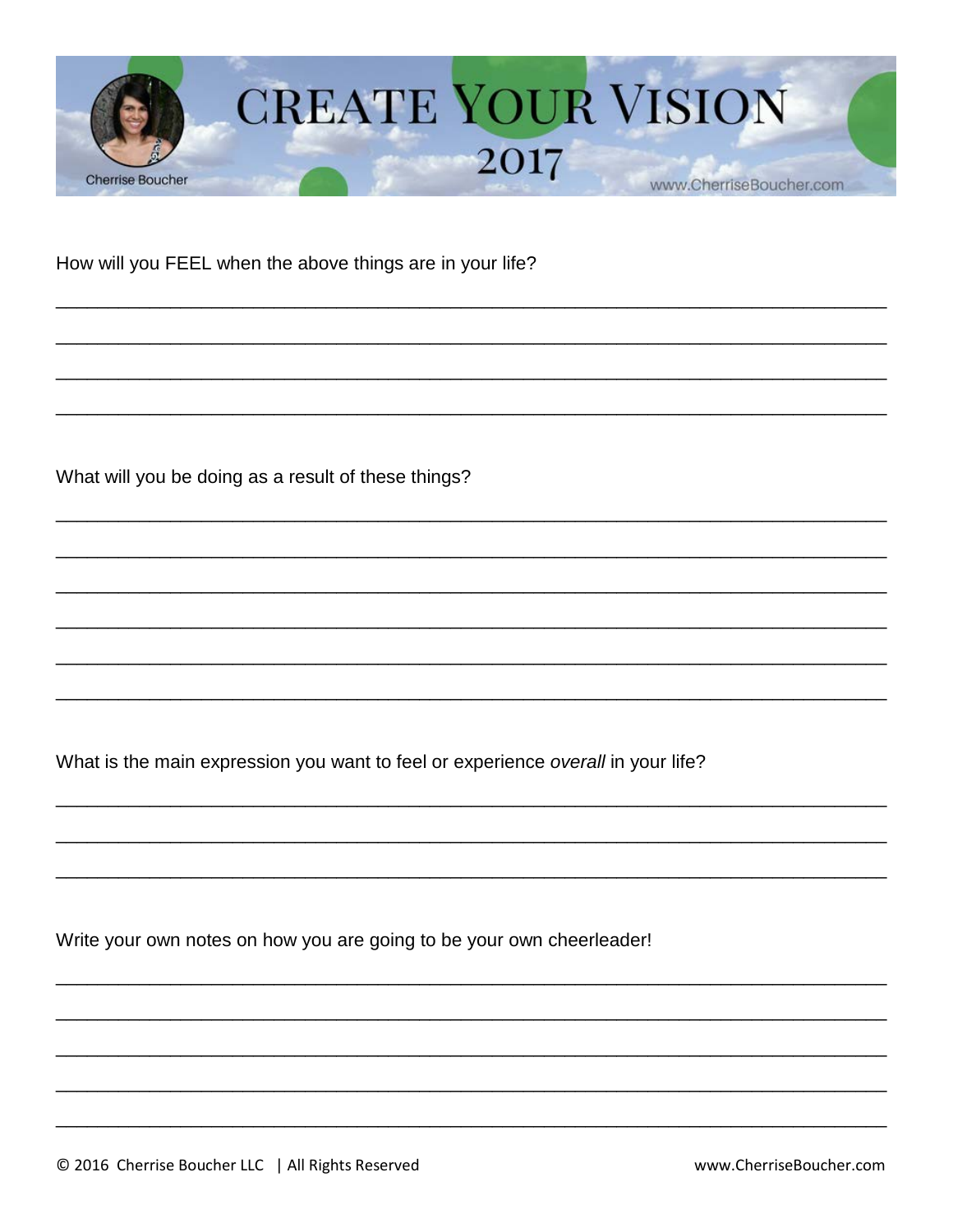# CREATE YOUR VISION 2017

Cherrise Boucher

www.CherriseBoucher.com

How will you FEEL when the above things are in your life?

\_\_\_\_\_\_\_\_\_\_\_\_\_\_\_\_\_\_\_\_\_\_\_\_\_\_\_\_\_\_\_\_\_\_\_\_\_\_\_\_\_\_\_\_\_\_\_\_\_\_\_\_\_\_\_\_\_\_\_\_\_\_\_\_\_\_\_\_\_\_\_\_

\_\_\_\_\_\_\_\_\_\_\_\_\_\_\_\_\_\_\_\_\_\_\_\_\_\_\_\_\_\_\_\_\_\_\_\_\_\_\_\_\_\_\_\_\_\_\_\_\_\_\_\_\_\_\_\_\_\_\_\_\_\_\_\_\_\_\_\_\_\_\_\_

\_\_\_\_\_\_\_\_\_\_\_\_\_\_\_\_\_\_\_\_\_\_\_\_\_\_\_\_\_\_\_\_\_\_\_\_\_\_\_\_\_\_\_\_\_\_\_\_\_\_\_\_\_\_\_\_\_\_\_\_\_\_\_\_\_\_\_\_\_\_\_\_

\_\_\_\_\_\_\_\_\_\_\_\_\_\_\_\_\_\_\_\_\_\_\_\_\_\_\_\_\_\_\_\_\_\_\_\_\_\_\_\_\_\_\_\_\_\_\_\_\_\_\_\_\_\_\_\_\_\_\_\_\_\_\_\_\_\_\_\_\_\_\_\_

What will you be doing as a result of these things?

\_\_\_\_\_\_\_\_\_\_\_\_\_\_\_\_\_\_\_\_\_\_\_\_\_\_\_\_\_\_\_\_\_\_\_\_\_\_\_\_\_\_\_\_\_\_\_\_\_\_\_\_\_\_\_\_\_\_\_\_\_\_\_\_\_\_\_\_\_\_\_\_

\_\_\_\_\_\_\_\_\_\_\_\_\_\_\_\_\_\_\_\_\_\_\_\_\_\_\_\_\_\_\_\_\_\_\_\_\_\_\_\_\_\_\_\_\_\_\_\_\_\_\_\_\_\_\_\_\_\_\_\_\_\_\_\_\_\_\_\_\_\_\_\_

\_\_\_\_\_\_\_\_\_\_\_\_\_\_\_\_\_\_\_\_\_\_\_\_\_\_\_\_\_\_\_\_\_\_\_\_\_\_\_\_\_\_\_\_\_\_\_\_\_\_\_\_\_\_\_\_\_\_\_\_\_\_\_\_\_\_\_\_\_\_\_\_

\_\_\_\_\_\_\_\_\_\_\_\_\_\_\_\_\_\_\_\_\_\_\_\_\_\_\_\_\_\_\_\_\_\_\_\_\_\_\_\_\_\_\_\_\_\_\_\_\_\_\_\_\_\_\_\_\_\_\_\_\_\_\_\_\_\_\_\_\_\_\_\_

\_\_\_\_\_\_\_\_\_\_\_\_\_\_\_\_\_\_\_\_\_\_\_\_\_\_\_\_\_\_\_\_\_\_\_\_\_\_\_\_\_\_\_\_\_\_\_\_\_\_\_\_\_\_\_\_\_\_\_\_\_\_\_\_\_\_\_\_\_\_\_\_

\_\_\_\_\_\_\_\_\_\_\_\_\_\_\_\_\_\_\_\_\_\_\_\_\_\_\_\_\_\_\_\_\_\_\_\_\_\_\_\_\_\_\_\_\_\_\_\_\_\_\_\_\_\_\_\_\_\_\_\_\_\_\_\_\_\_\_\_\_\_\_\_

What is the main expression you want to feel or experience *overall* in your life?

\_\_\_\_\_\_\_\_\_\_\_\_\_\_\_\_\_\_\_\_\_\_\_\_\_\_\_\_\_\_\_\_\_\_\_\_\_\_\_\_\_\_\_\_\_\_\_\_\_\_\_\_\_\_\_\_\_\_\_\_\_\_\_\_\_\_\_\_\_\_\_\_

\_\_\_\_\_\_\_\_\_\_\_\_\_\_\_\_\_\_\_\_\_\_\_\_\_\_\_\_\_\_\_\_\_\_\_\_\_\_\_\_\_\_\_\_\_\_\_\_\_\_\_\_\_\_\_\_\_\_\_\_\_\_\_\_\_\_\_\_\_\_\_\_

\_\_\_\_\_\_\_\_\_\_\_\_\_\_\_\_\_\_\_\_\_\_\_\_\_\_\_\_\_\_\_\_\_\_\_\_\_\_\_\_\_\_\_\_\_\_\_\_\_\_\_\_\_\_\_\_\_\_\_\_\_\_\_\_\_\_\_\_\_\_\_\_

Write your own notes on how you are going to be your own cheerleader!

\_\_\_\_\_\_\_\_\_\_\_\_\_\_\_\_\_\_\_\_\_\_\_\_\_\_\_\_\_\_\_\_\_\_\_\_\_\_\_\_\_\_\_\_\_\_\_\_\_\_\_\_\_\_\_\_\_\_\_\_\_\_\_\_\_\_\_\_\_\_\_\_

\_\_\_\_\_\_\_\_\_\_\_\_\_\_\_\_\_\_\_\_\_\_\_\_\_\_\_\_\_\_\_\_\_\_\_\_\_\_\_\_\_\_\_\_\_\_\_\_\_\_\_\_\_\_\_\_\_\_\_\_\_\_\_\_\_\_\_\_\_\_\_\_

\_\_\_\_\_\_\_\_\_\_\_\_\_\_\_\_\_\_\_\_\_\_\_\_\_\_\_\_\_\_\_\_\_\_\_\_\_\_\_\_\_\_\_\_\_\_\_\_\_\_\_\_\_\_\_\_\_\_\_\_\_\_\_\_\_\_\_\_\_\_\_\_

\_\_\_\_\_\_\_\_\_\_\_\_\_\_\_\_\_\_\_\_\_\_\_\_\_\_\_\_\_\_\_\_\_\_\_\_\_\_\_\_\_\_\_\_\_\_\_\_\_\_\_\_\_\_\_\_\_\_\_\_\_\_\_\_\_\_\_\_\_\_\_\_

\_\_\_\_\_\_\_\_\_\_\_\_\_\_\_\_\_\_\_\_\_\_\_\_\_\_\_\_\_\_\_\_\_\_\_\_\_\_\_\_\_\_\_\_\_\_\_\_\_\_\_\_\_\_\_\_\_\_\_\_\_\_\_\_\_\_\_\_\_\_\_\_

© 2016 Cherrise Boucher LLC | All Rights Reserved www.CherriseBoucher.com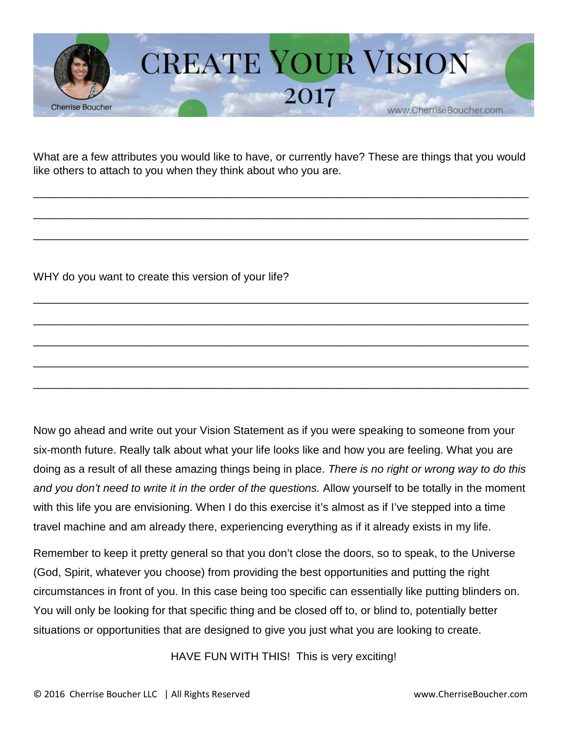# CREATE YOUR VISION 2017

Cherrise Boucher

www.CherriseBoucher.com

What are a few attributes you would like to have, or currently have? These are things that you would like others to attach to you when they think about who you are.

______________________________________________________________________________

______________________________________________________________________________

______________________________________________________________________________

WHY do you want to create this version of your life?

______________________________________________________________________________

______________________________________________________________________________

______________________________________________________________________________

______________________________________________________________________________

______________________________________________________________________________

Now go ahead and write out your Vision Statement as if you were speaking to someone from your six-month future. Really talk about what your life looks like and how you are feeling. What you are doing as a result of all these amazing things being in place. *There is no right or wrong way to do this and you don't need to write it in the order of the questions.* Allow yourself to be totally in the moment with this life you are envisioning. When I do this exercise it's almost as if I've stepped into a time travel machine and am already there, experiencing everything as if it already exists in my life.

Remember to keep it pretty general so that you don't close the doors, so to speak, to the Universe (God, Spirit, whatever you choose) from providing the best opportunities and putting the right circumstances in front of you. In this case being too specific can essentially like putting blinders on. You will only be looking for that specific thing and be closed off to, or blind to, potentially better situations or opportunities that are designed to give you just what you are looking to create.

HAVE FUN WITH THIS! This is very exciting!

© 2016 Cherrise Boucher LLC | All Rights Reserved www.CherriseBoucher.com